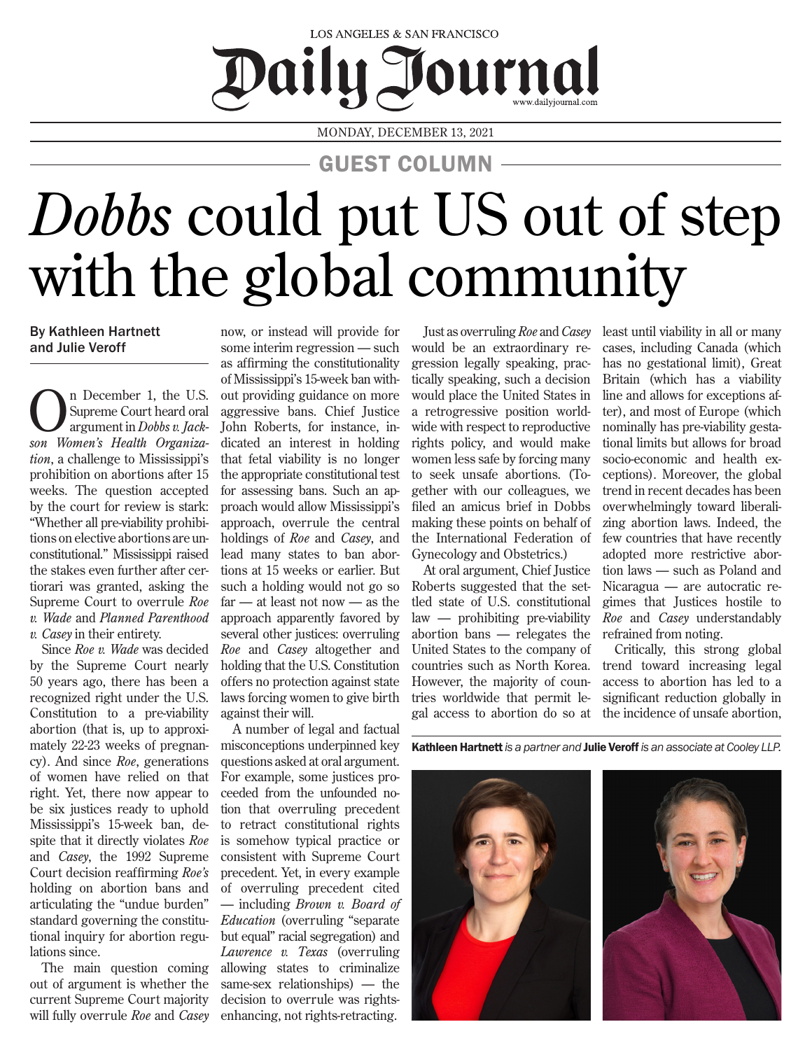LOS ANGELES & SAN FRANCISCO

# Daily Journal

MONDAY, DECEMBER 13, 2021

GUEST COLUMN

# *Dobbs* could put US out of step with the global community

By Kathleen Hartnett and Julie Veroff

On December 1, the U.S. Supreme Court heard oral argument in *Dobbs v. Jackson Women's Health Organization*, a challenge to Mississippi's prohibition on abortions after 15 weeks. The question accepted by the court for review is stark: "Whether all pre-viability prohibitions on elective abortions are unconstitutional." Mississippi raised the stakes even further after certiorari was granted, asking the Supreme Court to overrule *Roe v. Wade* and *Planned Parenthood v. Casey* in their entirety.

Since *Roe v. Wade* was decided by the Supreme Court nearly 50 years ago, there has been a recognized right under the U.S. Constitution to a pre-viability abortion (that is, up to approximately 22-23 weeks of pregnancy). And since *Roe*, generations of women have relied on that right. Yet, there now appear to be six justices ready to uphold Mississippi's 15-week ban, despite that it directly violates *Roe* and *Casey*, the 1992 Supreme Court decision reaffirming *Roe's* holding on abortion bans and articulating the "undue burden" standard governing the constitutional inquiry for abortion regulations since.

The main question coming out of argument is whether the current Supreme Court majority will fully overrule *Roe* and *Casey* now, or instead will provide for some interim regression — such as affirming the constitutionality of Mississippi's 15-week ban without providing guidance on more aggressive bans. Chief Justice John Roberts, for instance, indicated an interest in holding that fetal viability is no longer the appropriate constitutional test for assessing bans. Such an approach would allow Mississippi's approach, overrule the central holdings of *Roe* and *Casey*, and lead many states to ban abortions at 15 weeks or earlier. But such a holding would not go so far — at least not now — as the approach apparently favored by several other justices: overruling *Roe* and *Casey* altogether and holding that the U.S. Constitution offers no protection against state laws forcing women to give birth against their will.

A number of legal and factual misconceptions underpinned key questions asked at oral argument. For example, some justices proceeded from the unfounded notion that overruling precedent to retract constitutional rights is somehow typical practice or consistent with Supreme Court precedent. Yet, in every example of overruling precedent cited — including *Brown v. Board of Education* (overruling "separate but equal" racial segregation) and *Lawrence v. Texas* (overruling allowing states to criminalize same-sex relationships) — the decision to overrule was rights-enhancing, not rights-retracting.

Just as overruling *Roe* and *Casey* would be an extraordinary regression legally speaking, practically speaking, such a decision would place the United States in a retrogressive position worldwide with respect to reproductive rights policy, and would make women less safe by forcing many to seek unsafe abortions. (Together with our colleagues, we filed an amicus brief in Dobbs making these points on behalf of the International Federation of Gynecology and Obstetrics.)

At oral argument, Chief Justice Roberts suggested that the settled state of U.S. constitutional law — prohibiting pre-viability abortion bans — relegates the United States to the company of countries such as North Korea. However, the majority of countries worldwide that permit legal access to abortion do so at least until viability in all or many cases, including Canada (which has no gestational limit), Great Britain (which has a viability line and allows for exceptions after), and most of Europe (which nominally has pre-viability gestational limits but allows for broad socio-economic and health exceptions). Moreover, the global trend in recent decades has been overwhelmingly toward liberalizing abortion laws. Indeed, the few countries that have recently adopted more restrictive abortion laws — such as Poland and Nicaragua — are autocratic regimes that Justices hostile to *Roe* and *Casey* understandably refrained from noting.

Critically, this strong global trend toward increasing legal access to abortion has led to a significant reduction globally in the incidence of unsafe abortion,

**Kathleen Hartnett** *is a partner and* **Julie Veroff** *is an associate at Cooley LLP.*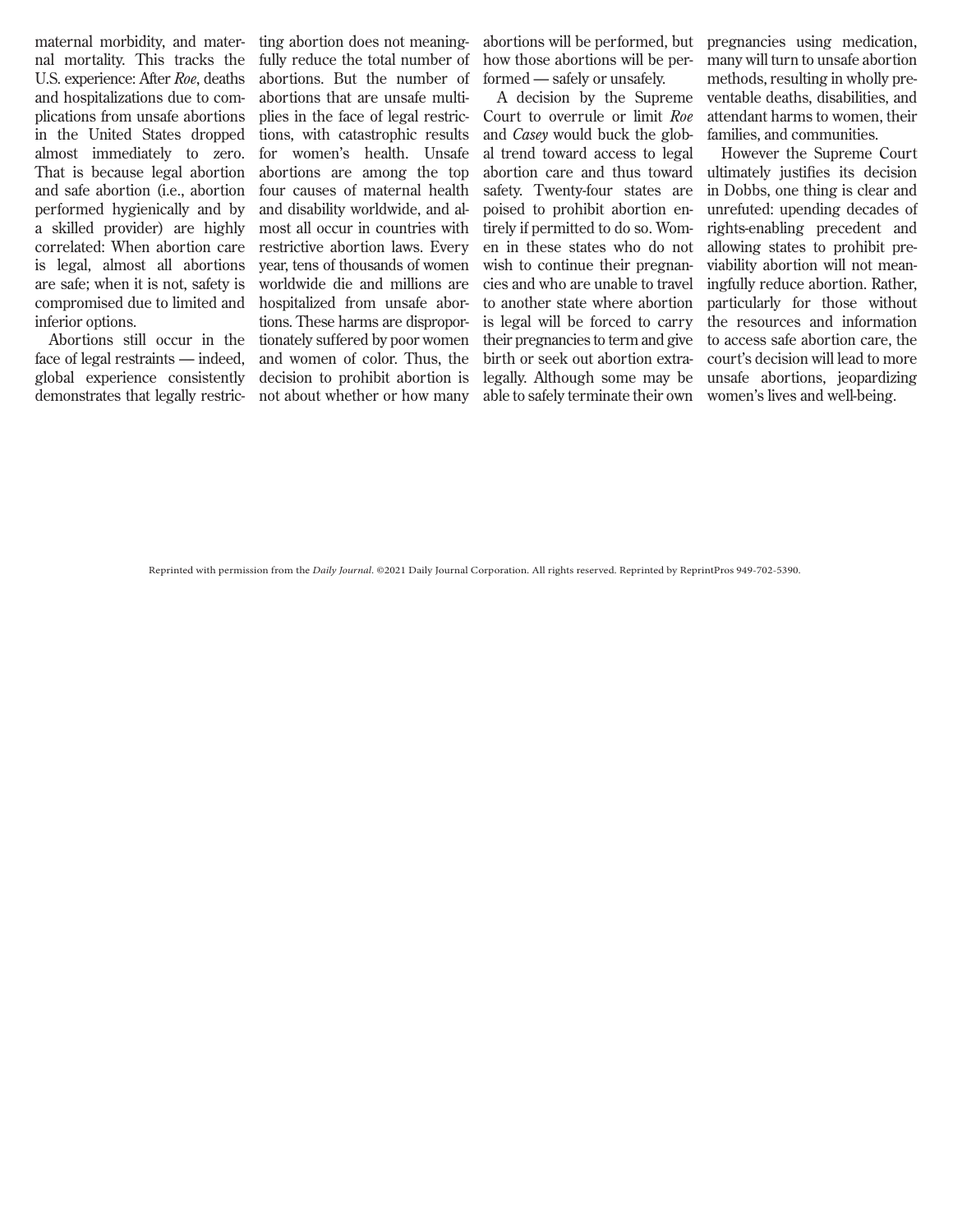maternal morbidity, and maternal mortality. This tracks the U.S. experience: After *Roe*, deaths and hospitalizations due to complications from unsafe abortions in the United States dropped almost immediately to zero. That is because legal abortion and safe abortion (i.e., abortion performed hygienically and by a skilled provider) are highly correlated: When abortion care is legal, almost all abortions are safe; when it is not, safety is compromised due to limited and inferior options.

Abortions still occur in the face of legal restraints — indeed, global experience consistently demonstrates that legally restricting abortion does not meaningfully reduce the total number of abortions. But the number of abortions that are unsafe multiplies in the face of legal restrictions, with catastrophic results for women's health. Unsafe abortions are among the top four causes of maternal health and disability worldwide, and almost all occur in countries with restrictive abortion laws. Every year, tens of thousands of women worldwide die and millions are hospitalized from unsafe abortions. These harms are disproportionately suffered by poor women and women of color. Thus, the decision to prohibit abortion is not about whether or how many abortions will be performed, but how those abortions will be performed — safely or unsafely.

A decision by the Supreme Court to overrule or limit *Roe* and *Casey* would buck the global trend toward access to legal abortion care and thus toward safety. Twenty-four states are poised to prohibit abortion entirely if permitted to do so. Women in these states who do not wish to continue their pregnancies and who are unable to travel to another state where abortion is legal will be forced to carry their pregnancies to term and give birth or seek out abortion extralegally. Although some may be able to safely terminate their own pregnancies using medication, many will turn to unsafe abortion methods, resulting in wholly preventable deaths, disabilities, and attendant harms to women, their families, and communities.

However the Supreme Court ultimately justifies its decision in Dobbs, one thing is clear and unrefuted: upending decades of rights-enabling precedent and allowing states to prohibit previability abortion will not meaningfully reduce abortion. Rather, particularly for those without the resources and information to access safe abortion care, the court's decision will lead to more unsafe abortions, jeopardizing women's lives and well-being.

Reprinted with permission from the *Daily Journal*. ©2021 Daily Journal Corporation. All rights reserved. Reprinted by ReprintPros 949-702-5390.